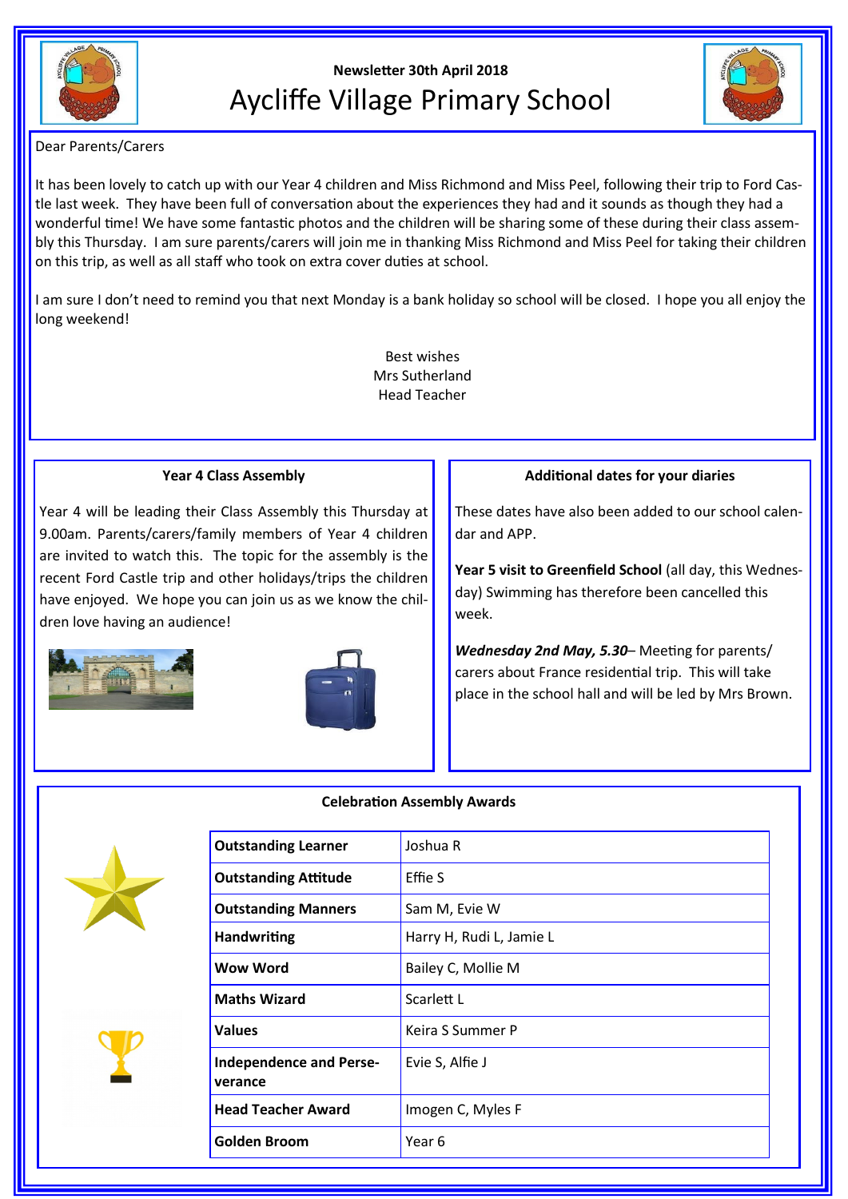**Newsletter 30th April 2018**

# Aycliffe Village Primary School

Dear Parents/Carers

It has been lovely to catch up with our Year 4 children and Miss Richmond and Miss Peel, following their trip to Ford Castle last week. They have been full of conversation about the experiences they had and it sounds as though they had a wonderful time! We have some fantastic photos and the children will be sharing some of these during their class assembly this Thursday. I am sure parents/carers will join me in thanking Miss Richmond and Miss Peel for taking their children on this trip, as well as all staff who took on extra cover duties at school.

I am sure I don't need to remind you that next Monday is a bank holiday so school will be closed. I hope you all enjoy the long weekend!

Best wishes
Mrs Sutherland
Head Teacher

### Year 4 Class Assembly

Year 4 will be leading their Class Assembly this Thursday at 9.00am. Parents/carers/family members of Year 4 children are invited to watch this. The topic for the assembly is the recent Ford Castle trip and other holidays/trips the children have enjoyed. We hope you can join us as we know the children love having an audience!

### Additional dates for your diaries

These dates have also been added to our school calendar and APP.

**Year 5 visit to Greenfield School** (all day, this Wednesday) Swimming has therefore been cancelled this week.

***Wednesday 2nd May, 5.30***– Meeting for parents/carers about France residential trip. This will take place in the school hall and will be led by Mrs Brown.

### Celebration Assembly Awards

| | |
|---|---|
| **Outstanding Learner** | Joshua R |
| **Outstanding Attitude** | Effie S |
| **Outstanding Manners** | Sam M, Evie W |
| **Handwriting** | Harry H, Rudi L, Jamie L |
| **Wow Word** | Bailey C, Mollie M |
| **Maths Wizard** | Scarlett L |
| **Values** | Keira S Summer P |
| **Independence and Perseverance** | Evie S, Alfie J |
| **Head Teacher Award** | Imogen C, Myles F |
| **Golden Broom** | Year 6 |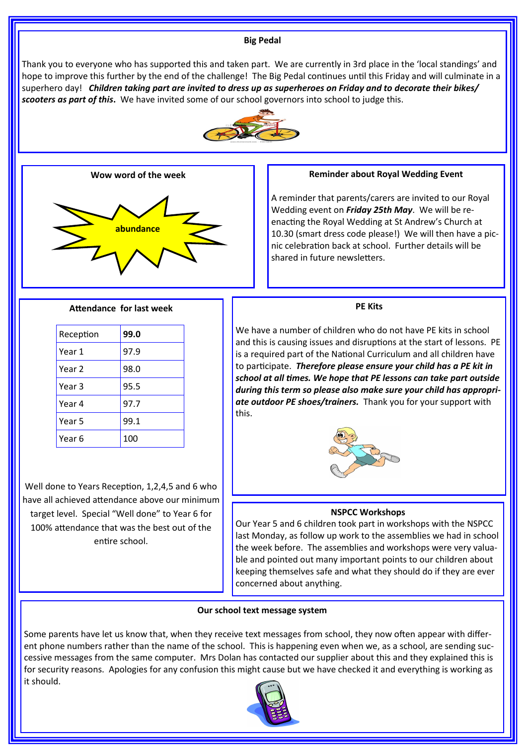## Big Pedal

Thank you to everyone who has supported this and taken part. We are currently in 3rd place in the 'local standings' and hope to improve this further by the end of the challenge! The Big Pedal continues until this Friday and will culminate in a superhero day! ***Children taking part are invited to dress up as superheroes on Friday and to decorate their bikes/ scooters as part of this.*** We have invited some of our school governors into school to judge this.

## Wow word of the week

**abundance**

## Reminder about Royal Wedding Event

A reminder that parents/carers are invited to our Royal Wedding event on ***Friday 25th May***. We will be re-enacting the Royal Wedding at St Andrew's Church at 10.30 (smart dress code please!) We will then have a picnic celebration back at school. Further details will be shared in future newsletters.

## Attendance for last week

| | |
|---|---|
| Reception | **99.0** |
| Year 1 | 97.9 |
| Year 2 | 98.0 |
| Year 3 | 95.5 |
| Year 4 | 97.7 |
| Year 5 | 99.1 |
| Year 6 | 100 |

Well done to Years Reception, 1,2,4,5 and 6 who have all achieved attendance above our minimum target level. Special "Well done" to Year 6 for 100% attendance that was the best out of the entire school.

## PE Kits

We have a number of children who do not have PE kits in school and this is causing issues and disruptions at the start of lessons. PE is a required part of the National Curriculum and all children have to participate. ***Therefore please ensure your child has a PE kit in school at all times. We hope that PE lessons can take part outside during this term so please also make sure your child has appropriate outdoor PE shoes/trainers.*** Thank you for your support with this.

## NSPCC Workshops

Our Year 5 and 6 children took part in workshops with the NSPCC last Monday, as follow up work to the assemblies we had in school the week before. The assemblies and workshops were very valuable and pointed out many important points to our children about keeping themselves safe and what they should do if they are ever concerned about anything.

## Our school text message system

Some parents have let us know that, when they receive text messages from school, they now often appear with different phone numbers rather than the name of the school. This is happening even when we, as a school, are sending successive messages from the same computer. Mrs Dolan has contacted our supplier about this and they explained this is for security reasons. Apologies for any confusion this might cause but we have checked it and everything is working as it should.